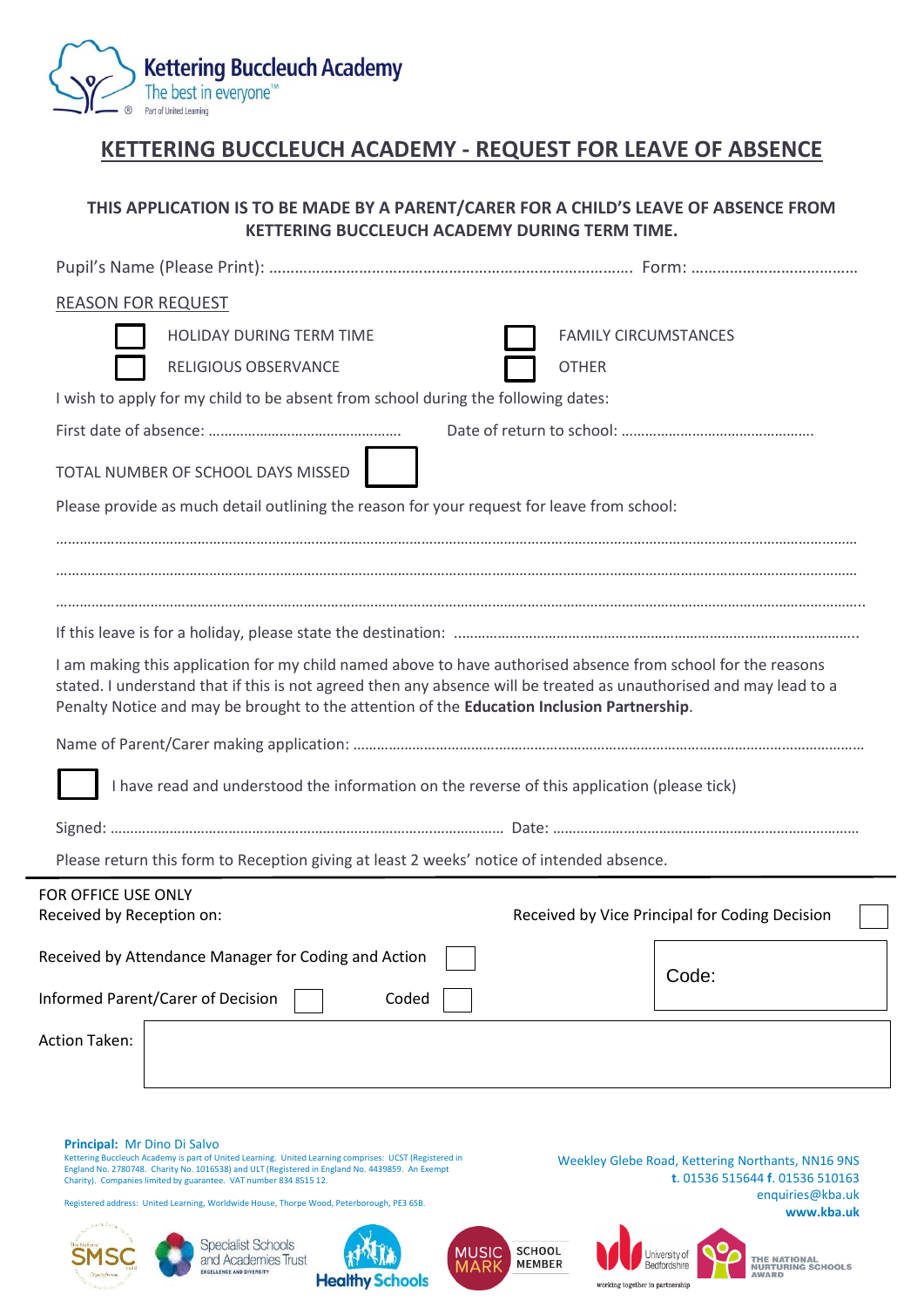Kettering Buccleuch Academy
The best in everyone™
Part of United Learning

# KETTERING BUCCLEUCH ACADEMY - REQUEST FOR LEAVE OF ABSENCE

**THIS APPLICATION IS TO BE MADE BY A PARENT/CARER FOR A CHILD'S LEAVE OF ABSENCE FROM KETTERING BUCCLEUCH ACADEMY DURING TERM TIME.**

Pupil's Name (Please Print): ………………………………………………………………………… Form: …………………………………

REASON FOR REQUEST

☐ HOLIDAY DURING TERM TIME ☐ FAMILY CIRCUMSTANCES

☐ RELIGIOUS OBSERVANCE ☐ OTHER

I wish to apply for my child to be absent from school during the following dates:

First date of absence: ………………………………………… Date of return to school: …………………………………………

TOTAL NUMBER OF SCHOOL DAYS MISSED ☐

Please provide as much detail outlining the reason for your request for leave from school:

……………………………………………………………………………………………………………………………………………………

……………………………………………………………………………………………………………………………………………………

……………………………………………………………………………………………………………………………………………………

If this leave is for a holiday, please state the destination: ………………………………………………………………………………

I am making this application for my child named above to have authorised absence from school for the reasons stated. I understand that if this is not agreed then any absence will be treated as unauthorised and may lead to a Penalty Notice and may be brought to the attention of the **Education Inclusion Partnership**.

Name of Parent/Carer making application: ………………………………………………………………………………………………

☐ I have read and understood the information on the reverse of this application (please tick)

Signed: ……………………………………………………………………………… Date: ………………………………………………………………

Please return this form to Reception giving at least 2 weeks' notice of intended absence.

---

FOR OFFICE USE ONLY

Received by Reception on: Received by Vice Principal for Coding Decision ☐

Received by Attendance Manager for Coding and Action ☐

Code:

Informed Parent/Carer of Decision ☐ Coded ☐

Action Took:

**Principal:** Mr Dino Di Salvo

Kettering Buccleuch Academy is part of United Learning. United Learning comprises: UCST (Registered in England No. 2780748. Charity No. 1016538) and ULT (Registered in England No. 4439859. An Exempt Charity). Companies limited by guarantee. VAT number 834 8515 12.

Registered address: United Learning, Worldwide House, Thorpe Wood, Peterborough, PE3 6SB.

Weekley Glebe Road, Kettering Northants, NN16 9NS
t. 01536 515644 f. 01536 510163
enquiries@kba.uk
**www.kba.uk**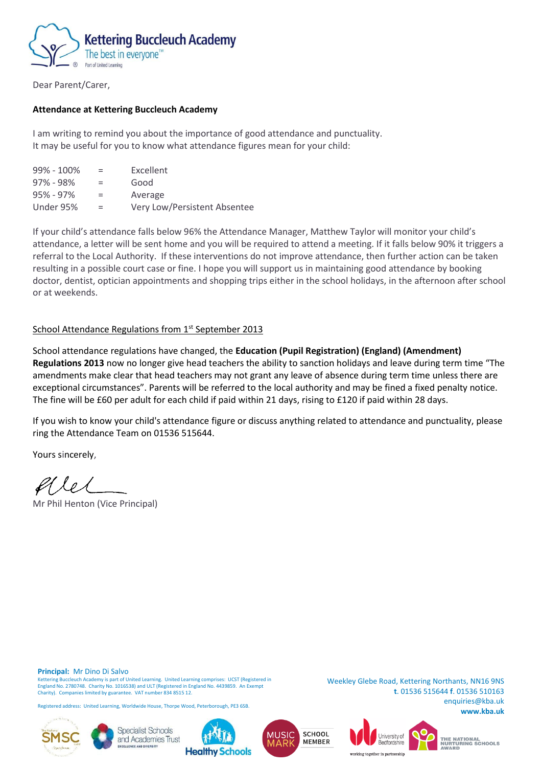Kettering Buccleuch Academy
The best in everyone™
Part of United Learning

Dear Parent/Carer,

**Attendance at Kettering Buccleuch Academy**

I am writing to remind you about the importance of good attendance and punctuality.
It may be useful for you to know what attendance figures mean for your child:

| | | |
|---|---|---|
| 99% - 100% | = | Excellent |
| 97% - 98% | = | Good |
| 95% - 97% | = | Average |
| Under 95% | = | Very Low/Persistent Absentee |

If your child's attendance falls below 96% the Attendance Manager, Matthew Taylor will monitor your child's attendance, a letter will be sent home and you will be required to attend a meeting. If it falls below 90% it triggers a referral to the Local Authority. If these interventions do not improve attendance, then further action can be taken resulting in a possible court case or fine. I hope you will support us in maintaining good attendance by booking doctor, dentist, optician appointments and shopping trips either in the school holidays, in the afternoon after school or at weekends.

School Attendance Regulations from 1st September 2013

School attendance regulations have changed, the **Education (Pupil Registration) (England) (Amendment) Regulations 2013** now no longer give head teachers the ability to sanction holidays and leave during term time "The amendments make clear that head teachers may not grant any leave of absence during term time unless there are exceptional circumstances". Parents will be referred to the local authority and may be fined a fixed penalty notice. The fine will be £60 per adult for each child if paid within 21 days, rising to £120 if paid within 28 days.

If you wish to know your child's attendance figure or discuss anything related to attendance and punctuality, please ring the Attendance Team on 01536 515644.

Yours sincerely,

Mr Phil Henton (Vice Principal)

**Principal:** Mr Dino Di Salvo
Kettering Buccleuch Academy is part of United Learning. United Learning comprises: UCST (Registered in England No. 2780748. Charity No. 1016538) and ULT (Registered in England No. 4439859. An Exempt Charity). Companies limited by guarantee. VAT number 834 8515 12.

Registered address: United Learning, Worldwide House, Thorpe Wood, Peterborough, PE3 6SB.

Weekley Glebe Road, Kettering Northants, NN16 9NS
**t**. 01536 515644 **f**. 01536 510163
enquiries@kba.uk
**www.kba.uk**